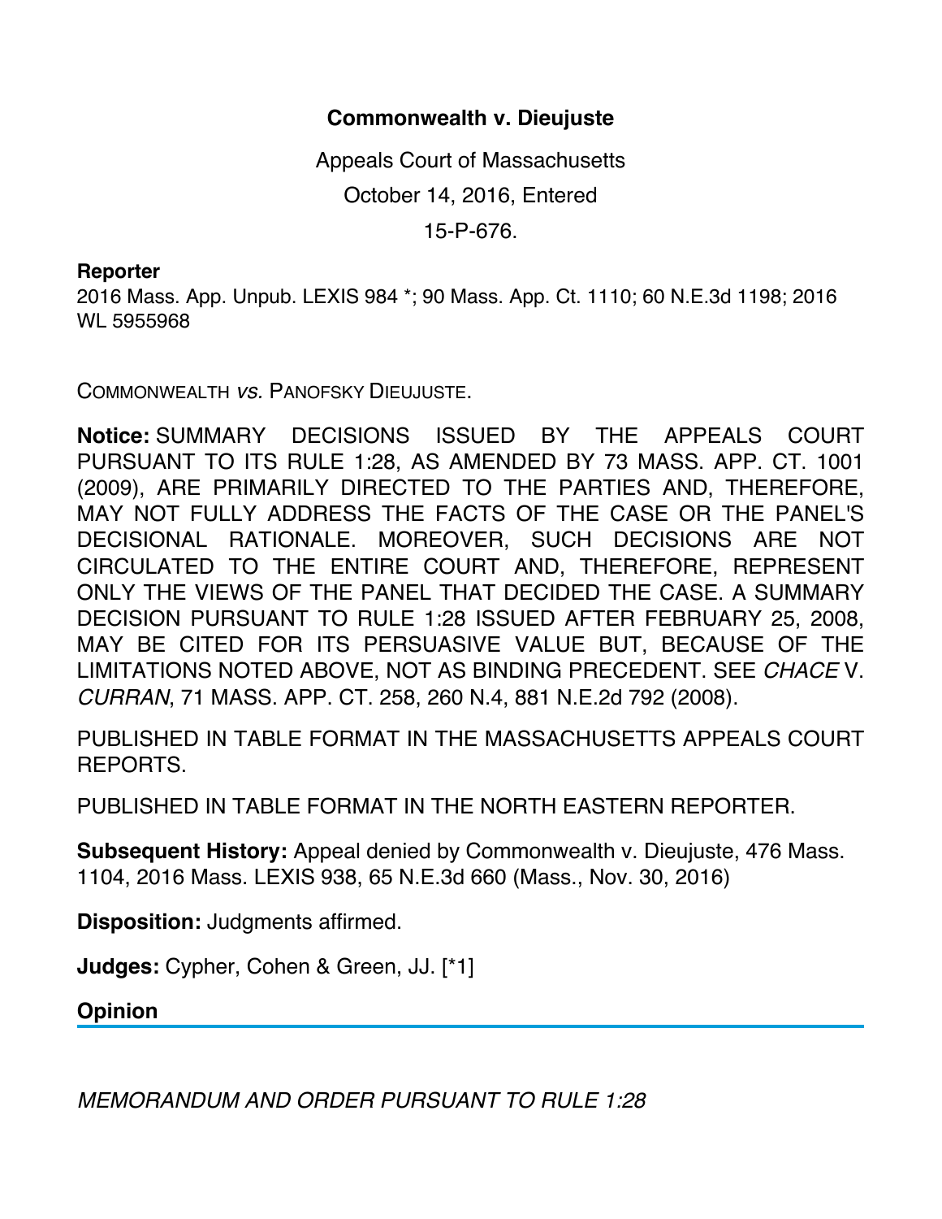# Commonwealth v. Dieujuste

Appeals Court of Massachusetts

October 14, 2016, Entered

15-P-676.

**Reporter**

2016 Mass. App. Unpub. LEXIS 984 *; 90 Mass. App. Ct. 1110; 60 N.E.3d 1198; 2016 WL 5955968

COMMONWEALTH *vs.* PANOFSKY DIEUJUSTE.

**Notice:** SUMMARY DECISIONS ISSUED BY THE APPEALS COURT PURSUANT TO ITS RULE 1:28, AS AMENDED BY 73 MASS. APP. CT. 1001 (2009), ARE PRIMARILY DIRECTED TO THE PARTIES AND, THEREFORE, MAY NOT FULLY ADDRESS THE FACTS OF THE CASE OR THE PANEL'S DECISIONAL RATIONALE. MOREOVER, SUCH DECISIONS ARE NOT CIRCULATED TO THE ENTIRE COURT AND, THEREFORE, REPRESENT ONLY THE VIEWS OF THE PANEL THAT DECIDED THE CASE. A SUMMARY DECISION PURSUANT TO RULE 1:28 ISSUED AFTER FEBRUARY 25, 2008, MAY BE CITED FOR ITS PERSUASIVE VALUE BUT, BECAUSE OF THE LIMITATIONS NOTED ABOVE, NOT AS BINDING PRECEDENT. SEE *CHACE* V. *CURRAN*, 71 MASS. APP. CT. 258, 260 N.4, 881 N.E.2d 792 (2008).

PUBLISHED IN TABLE FORMAT IN THE MASSACHUSETTS APPEALS COURT REPORTS.

PUBLISHED IN TABLE FORMAT IN THE NORTH EASTERN REPORTER.

**Subsequent History:** Appeal denied by Commonwealth v. Dieujuste, 476 Mass. 1104, 2016 Mass. LEXIS 938, 65 N.E.3d 660 (Mass., Nov. 30, 2016)

**Disposition:** Judgments affirmed.

**Judges:** Cypher, Cohen & Green, JJ. [*1]

## Opinion

*MEMORANDUM AND ORDER PURSUANT TO RULE 1:28*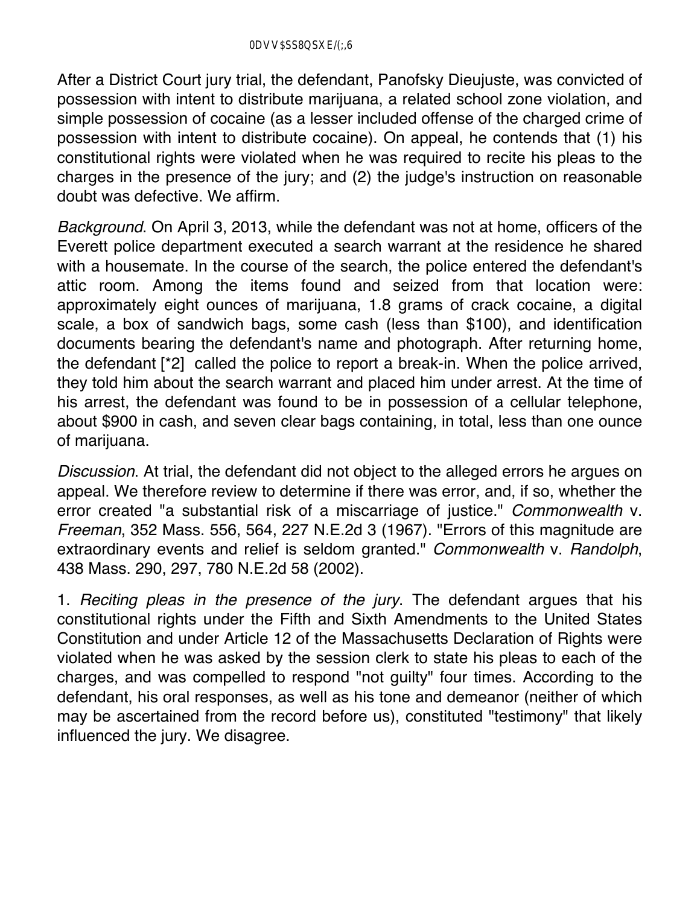After a District Court jury trial, the defendant, Panofsky Dieujuste, was convicted of possession with intent to distribute marijuana, a related school zone violation, and simple possession of cocaine (as a lesser included offense of the charged crime of possession with intent to distribute cocaine). On appeal, he contends that (1) his constitutional rights were violated when he was required to recite his pleas to the charges in the presence of the jury; and (2) the judge's instruction on reasonable doubt was defective. We affirm.

*Background*. On April 3, 2013, while the defendant was not at home, officers of the Everett police department executed a search warrant at the residence he shared with a housemate. In the course of the search, the police entered the defendant's attic room. Among the items found and seized from that location were: approximately eight ounces of marijuana, 1.8 grams of crack cocaine, a digital scale, a box of sandwich bags, some cash (less than $100), and identification documents bearing the defendant's name and photograph. After returning home, the defendant [*2] called the police to report a break-in. When the police arrived, they told him about the search warrant and placed him under arrest. At the time of his arrest, the defendant was found to be in possession of a cellular telephone, about $900 in cash, and seven clear bags containing, in total, less than one ounce of marijuana.

*Discussion*. At trial, the defendant did not object to the alleged errors he argues on appeal. We therefore review to determine if there was error, and, if so, whether the error created "a substantial risk of a miscarriage of justice." *Commonwealth* v. *Freeman*, 352 Mass. 556, 564, 227 N.E.2d 3 (1967). "Errors of this magnitude are extraordinary events and relief is seldom granted." *Commonwealth* v. *Randolph*, 438 Mass. 290, 297, 780 N.E.2d 58 (2002).

1. *Reciting pleas in the presence of the jury*. The defendant argues that his constitutional rights under the Fifth and Sixth Amendments to the United States Constitution and under Article 12 of the Massachusetts Declaration of Rights were violated when he was asked by the session clerk to state his pleas to each of the charges, and was compelled to respond "not guilty" four times. According to the defendant, his oral responses, as well as his tone and demeanor (neither of which may be ascertained from the record before us), constituted "testimony" that likely influenced the jury. We disagree.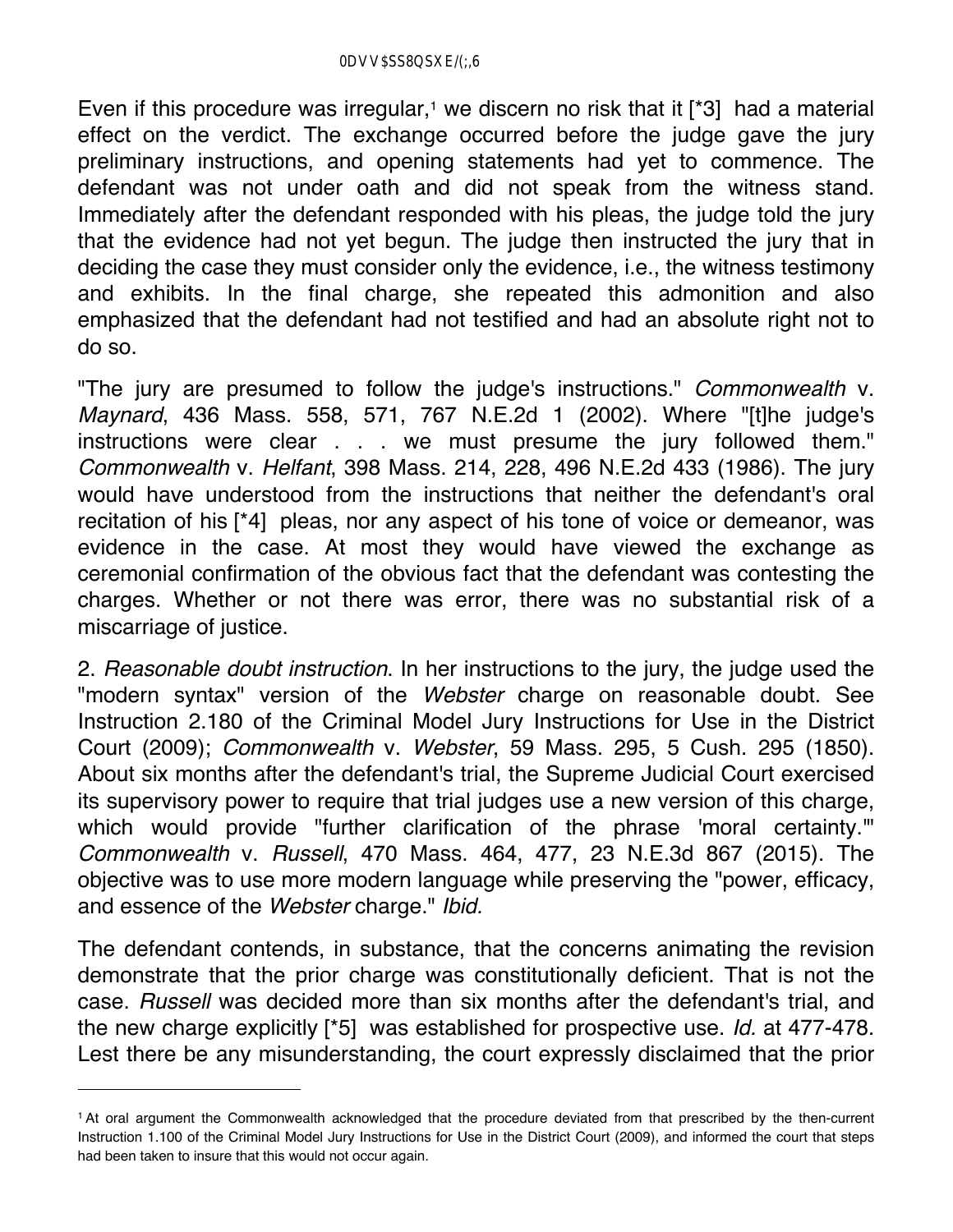Even if this procedure was irregular,[1] we discern no risk that it [*3] had a material effect on the verdict. The exchange occurred before the judge gave the jury preliminary instructions, and opening statements had yet to commence. The defendant was not under oath and did not speak from the witness stand. Immediately after the defendant responded with his pleas, the judge told the jury that the evidence had not yet begun. The judge then instructed the jury that in deciding the case they must consider only the evidence, i.e., the witness testimony and exhibits. In the final charge, she repeated this admonition and also emphasized that the defendant had not testified and had an absolute right not to do so.

"The jury are presumed to follow the judge's instructions." *Commonwealth* v. *Maynard*, 436 Mass. 558, 571, 767 N.E.2d 1 (2002). Where "[t]he judge's instructions were clear . . . we must presume the jury followed them." *Commonwealth* v. *Helfant*, 398 Mass. 214, 228, 496 N.E.2d 433 (1986). The jury would have understood from the instructions that neither the defendant's oral recitation of his [*4] pleas, nor any aspect of his tone of voice or demeanor, was evidence in the case. At most they would have viewed the exchange as ceremonial confirmation of the obvious fact that the defendant was contesting the charges. Whether or not there was error, there was no substantial risk of a miscarriage of justice.

2. *Reasonable doubt instruction*. In her instructions to the jury, the judge used the "modern syntax" version of the *Webster* charge on reasonable doubt. See Instruction 2.180 of the Criminal Model Jury Instructions for Use in the District Court (2009); *Commonwealth* v. *Webster*, 59 Mass. 295, 5 Cush. 295 (1850). About six months after the defendant's trial, the Supreme Judicial Court exercised its supervisory power to require that trial judges use a new version of this charge, which would provide "further clarification of the phrase 'moral certainty.'" *Commonwealth* v. *Russell*, 470 Mass. 464, 477, 23 N.E.3d 867 (2015). The objective was to use more modern language while preserving the "power, efficacy, and essence of the *Webster* charge." *Ibid.*

The defendant contends, in substance, that the concerns animating the revision demonstrate that the prior charge was constitutionally deficient. That is not the case. *Russell* was decided more than six months after the defendant's trial, and the new charge explicitly [*5] was established for prospective use. *Id.* at 477-478. Lest there be any misunderstanding, the court expressly disclaimed that the prior

---

[1] At oral argument the Commonwealth acknowledged that the procedure deviated from that prescribed by the then-current Instruction 1.100 of the Criminal Model Jury Instructions for Use in the District Court (2009), and informed the court that steps had been taken to insure that this would not occur again.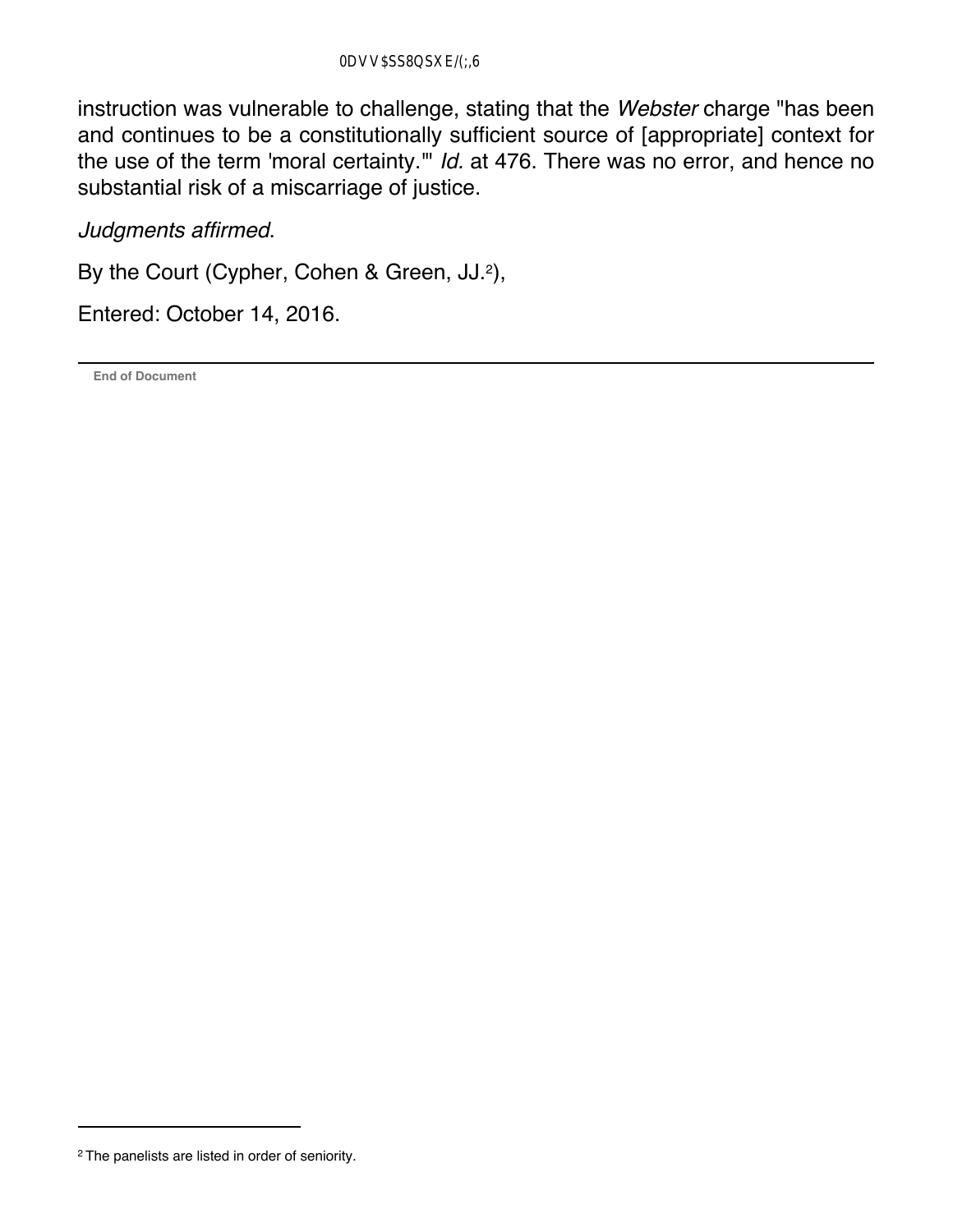instruction was vulnerable to challenge, stating that the *Webster* charge "has been and continues to be a constitutionally sufficient source of [appropriate] context for the use of the term 'moral certainty.'" *Id.* at 476. There was no error, and hence no substantial risk of a miscarriage of justice.

*Judgments affirmed*.

By the Court (Cypher, Cohen & Green, JJ.[2]),

Entered: October 14, 2016.

End of Document

[2] The panelists are listed in order of seniority.